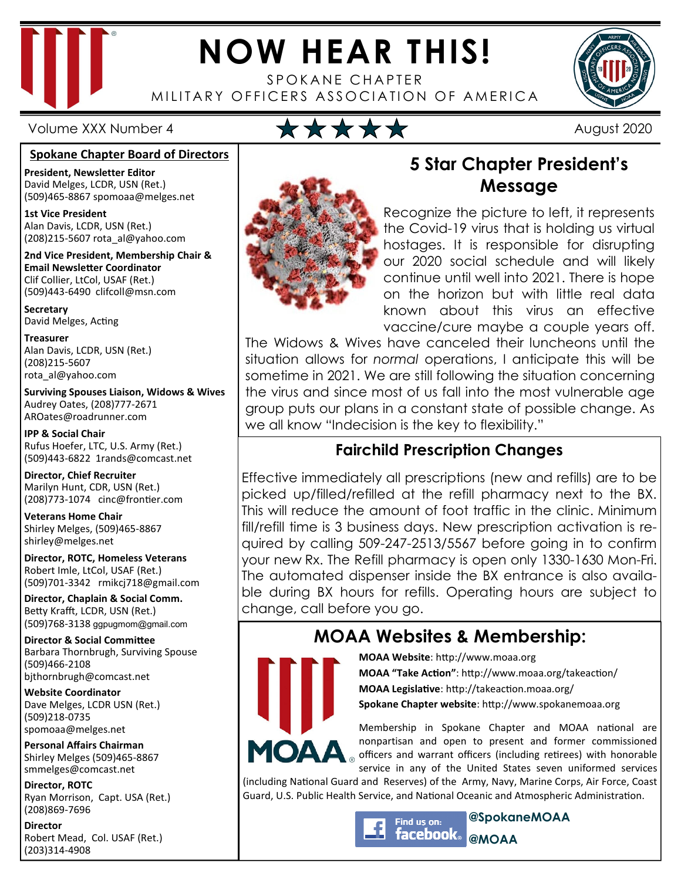# NOW HEAR THIS!

SPOKANE CHAPTER
MILITARY OFFICERS ASSOCIATION OF AMERICA

Volume XXX Number 4 ★★★★★ August 2020

## Spokane Chapter Board of Directors

**President, Newsletter Editor**
David Melges, LCDR, USN (Ret.)
(509)465-8867 spomoaa@melges.net

**1st Vice President**
Alan Davis, LCDR, USN (Ret.)
(208)215-5607 rota_al@yahoo.com

**2nd Vice President, Membership Chair & Email Newsletter Coordinator**
Clif Collier, LtCol, USAF (Ret.)
(509)443-6490 clifcoll@msn.com

**Secretary**
David Melges, Acting

**Treasurer**
Alan Davis, LCDR, USN (Ret.)
(208)215-5607
rota_al@yahoo.com

**Surviving Spouses Liaison, Widows & Wives**
Audrey Oates, (208)777-2671
AROates@roadrunner.com

**IPP & Social Chair**
Rufus Hoefer, LTC, U.S. Army (Ret.)
(509)443-6822 1rands@comcast.net

**Director, Chief Recruiter**
Marilyn Hunt, CDR, USN (Ret.)
(208)773-1074 cinc@frontier.com

**Veterans Home Chair**
Shirley Melges, (509)465-8867
shirley@melges.net

**Director, ROTC, Homeless Veterans**
Robert Imle, LtCol, USAF (Ret.)
(509)701-3342 rmikcj718@gmail.com

**Director, Chaplain & Social Comm.**
Betty Krafft, LCDR, USN (Ret.)
(509)768-3138 ggpugmom@gmail.com

**Director & Social Committee**
Barbara Thornbrugh, Surviving Spouse
(509)466-2108
bjthornbrugh@comcast.net

**Website Coordinator**
Dave Melges, LCDR USN (Ret.)
(509)218-0735
spomoaa@melges.net

**Personal Affairs Chairman**
Shirley Melges (509)465-8867
smmelges@comcast.net

**Director, ROTC**
Ryan Morrison, Capt. USA (Ret.)
(208)869-7696

**Director**
Robert Mead, Col. USAF (Ret.)
(203)314-4908

## 5 Star Chapter President's Message

Recognize the picture to left, it represents the Covid-19 virus that is holding us virtual hostages. It is responsible for disrupting our 2020 social schedule and will likely continue until well into 2021. There is hope on the horizon but with little real data known about this virus an effective vaccine/cure maybe a couple years off. The Widows & Wives have canceled their luncheons until the situation allows for *normal* operations, I anticipate this will be sometime in 2021. We are still following the situation concerning the virus and since most of us fall into the most vulnerable age group puts our plans in a constant state of possible change. As we all know "Indecision is the key to flexibility."

## Fairchild Prescription Changes

Effective immediately all prescriptions (new and refills) are to be picked up/filled/refilled at the refill pharmacy next to the BX. This will reduce the amount of foot traffic in the clinic. Minimum fill/refill time is 3 business days. New prescription activation is required by calling 509-247-2513/5567 before going in to confirm your new Rx. The Refill pharmacy is open only 1330-1630 Mon-Fri. The automated dispenser inside the BX entrance is also available during BX hours for refills. Operating hours are subject to change, call before you go.

## MOAA Websites & Membership:

**MOAA Website**: http://www.moaa.org
**MOAA "Take Action"**: http://www.moaa.org/takeaction/
**MOAA Legislative**: http://takeaction.moaa.org/
**Spokane Chapter website**: http://www.spokanemoaa.org

Membership in Spokane Chapter and MOAA national are nonpartisan and open to present and former commissioned officers and warrant officers (including retirees) with honorable service in any of the United States seven uniformed services (including National Guard and Reserves) of the Army, Navy, Marine Corps, Air Force, Coast Guard, U.S. Public Health Service, and National Oceanic and Atmospheric Administration.

Find us on: facebook **@SpokaneMOAA** **@MOAA**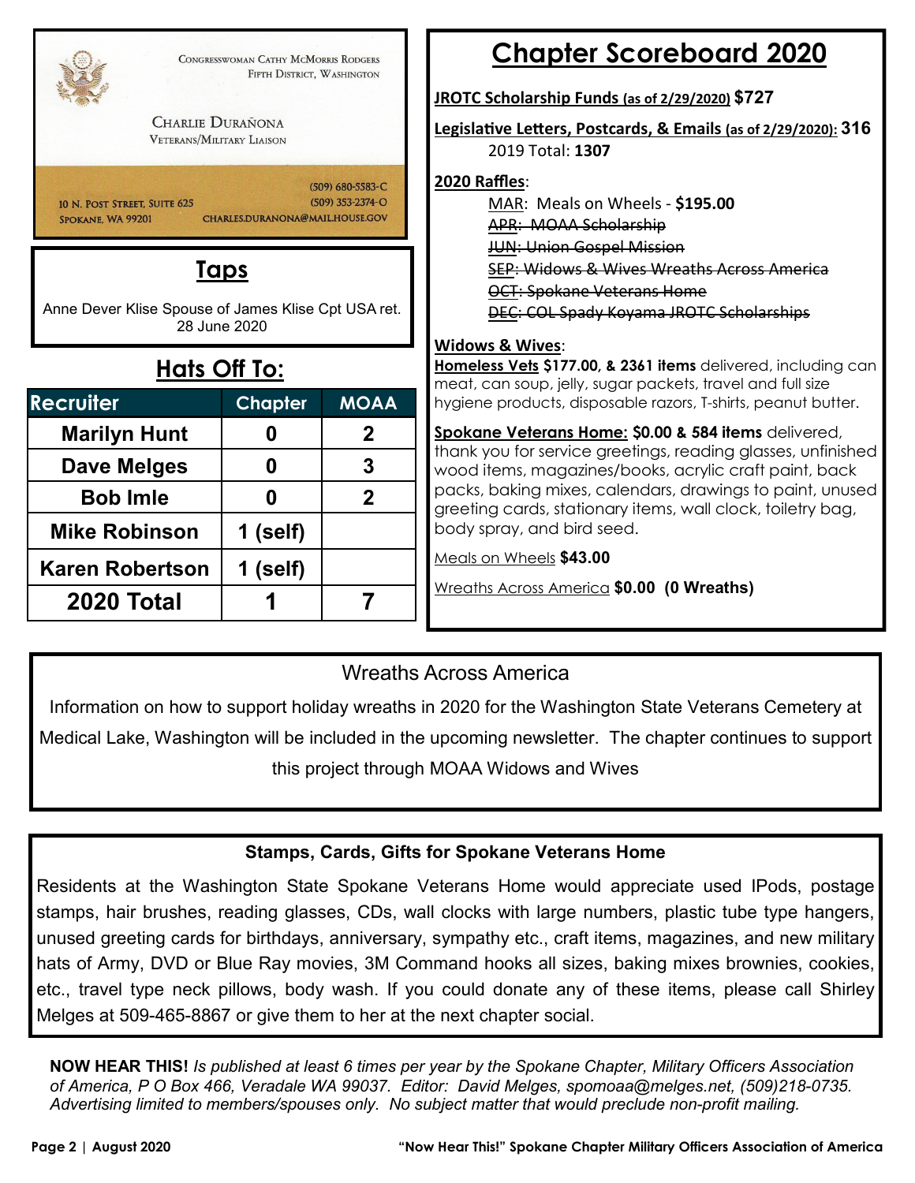CONGRESSWOMAN CATHY MCMORRIS RODGERS
FIFTH DISTRICT, WASHINGTON

CHARLIE DURAÑONA
VETERANS/MILITARY LIAISON

10 N. POST STREET, SUITE 625
SPOKANE, WA 99201

(509) 680-5583-C
(509) 353-2374-O
CHARLES.DURANONA@MAIL.HOUSE.GOV

## Taps

Anne Dever Klise Spouse of James Klise Cpt USA ret.
28 June 2020

## Hats Off To:

| Recruiter | Chapter | MOAA |
|---|---|---|
| Marilyn Hunt | 0 | 2 |
| Dave Melges | 0 | 3 |
| Bob Imle | 0 | 2 |
| Mike Robinson | 1 (self) | |
| Karen Robertson | 1 (self) | |
| 2020 Total | 1 | 7 |

## Chapter Scoreboard 2020

**JROTC Scholarship Funds (as of 2/29/2020) $727**

**Legislative Letters, Postcards, & Emails (as of 2/29/2020): 316**
2019 Total: **1307**

**2020 Raffles**:
- MAR: Meals on Wheels - **$195.00**
- ~~APR: MOAA Scholarship~~
- ~~JUN: Union Gospel Mission~~
- ~~SEP: Widows & Wives Wreaths Across America~~
- ~~OCT: Spokane Veterans Home~~
- ~~DEC: COL Spady Koyama JROTC Scholarships~~

**Widows & Wives**:

**Homeless Vets $177.00, & 2361 items** delivered, including can meat, can soup, jelly, sugar packets, travel and full size hygiene products, disposable razors, T-shirts, peanut butter.

**Spokane Veterans Home: $0.00 & 584 items** delivered, thank you for service greetings, reading glasses, unfinished wood items, magazines/books, acrylic craft paint, back packs, baking mixes, calendars, drawings to paint, unused greeting cards, stationary items, wall clock, toiletry bag, body spray, and bird seed.

Meals on Wheels **$43.00**

Wreaths Across America **$0.00 (0 Wreaths)**

## Wreaths Across America

Information on how to support holiday wreaths in 2020 for the Washington State Veterans Cemetery at Medical Lake, Washington will be included in the upcoming newsletter. The chapter continues to support this project through MOAA Widows and Wives

### Stamps, Cards, Gifts for Spokane Veterans Home

Residents at the Washington State Spokane Veterans Home would appreciate used IPods, postage stamps, hair brushes, reading glasses, CDs, wall clocks with large numbers, plastic tube type hangers, unused greeting cards for birthdays, anniversary, sympathy etc., craft items, magazines, and new military hats of Army, DVD or Blue Ray movies, 3M Command hooks all sizes, baking mixes brownies, cookies, etc., travel type neck pillows, body wash. If you could donate any of these items, please call Shirley Melges at 509-465-8867 or give them to her at the next chapter social.

**NOW HEAR THIS!** *Is published at least 6 times per year by the Spokane Chapter, Military Officers Association of America, P O Box 466, Veradale WA 99037. Editor: David Melges, spomoaa@melges.net, (509)218-0735. Advertising limited to members/spouses only. No subject matter that would preclude non-profit mailing.*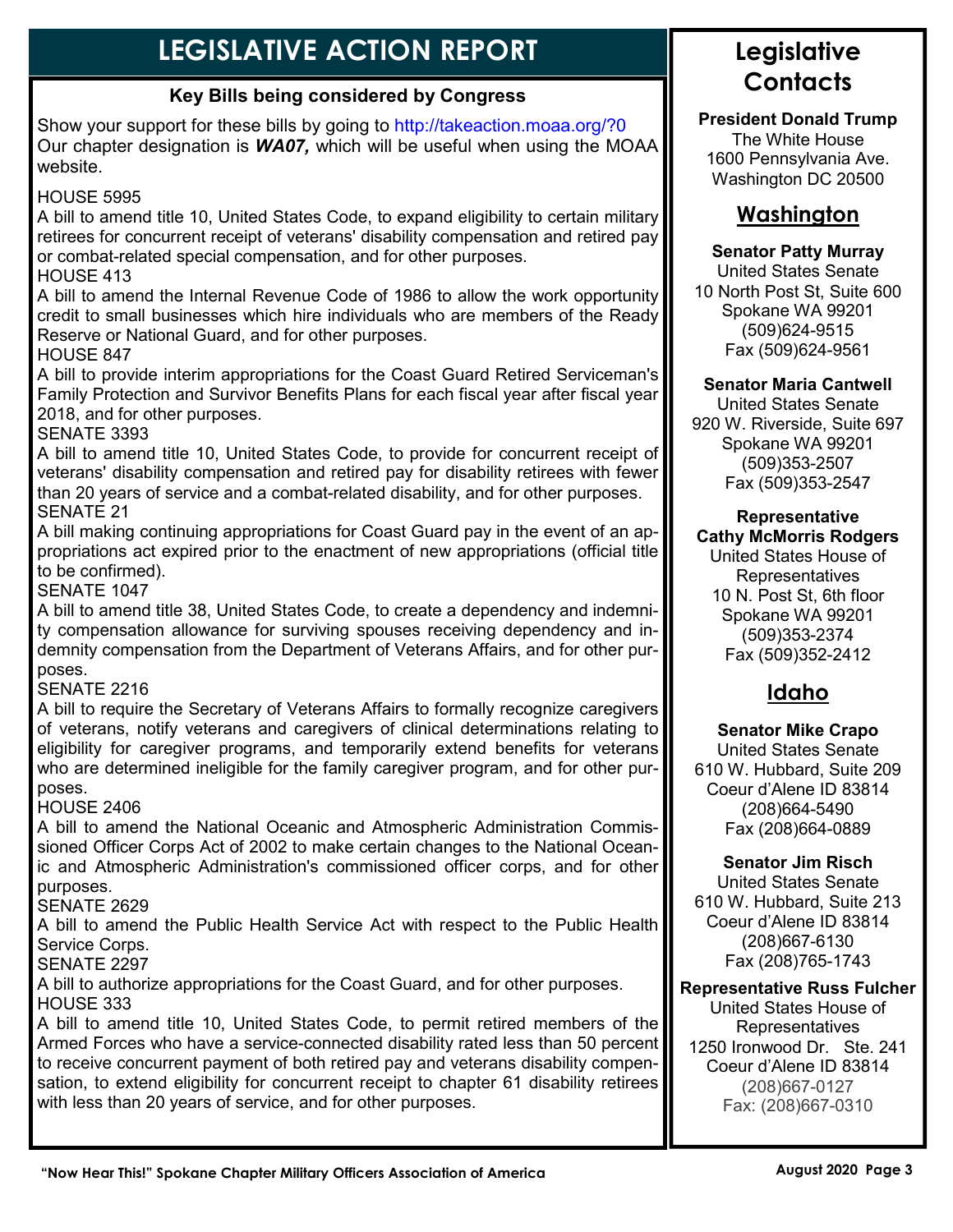# LEGISLATIVE ACTION REPORT

### Key Bills being considered by Congress

Show your support for these bills by going to http://takeaction.moaa.org/?0
Our chapter designation is ***WA07,*** which will be useful when using the MOAA website.

HOUSE 5995
A bill to amend title 10, United States Code, to expand eligibility to certain military retirees for concurrent receipt of veterans' disability compensation and retired pay or combat-related special compensation, and for other purposes.

HOUSE 413
A bill to amend the Internal Revenue Code of 1986 to allow the work opportunity credit to small businesses which hire individuals who are members of the Ready Reserve or National Guard, and for other purposes.

HOUSE 847
A bill to provide interim appropriations for the Coast Guard Retired Serviceman's Family Protection and Survivor Benefits Plans for each fiscal year after fiscal year 2018, and for other purposes.

SENATE 3393
A bill to amend title 10, United States Code, to provide for concurrent receipt of veterans' disability compensation and retired pay for disability retirees with fewer than 20 years of service and a combat-related disability, and for other purposes.

SENATE 21
A bill making continuing appropriations for Coast Guard pay in the event of an appropriations act expired prior to the enactment of new appropriations (official title to be confirmed).

SENATE 1047
A bill to amend title 38, United States Code, to create a dependency and indemnity compensation allowance for surviving spouses receiving dependency and indemnity compensation from the Department of Veterans Affairs, and for other purposes.

SENATE 2216
A bill to require the Secretary of Veterans Affairs to formally recognize caregivers of veterans, notify veterans and caregivers of clinical determinations relating to eligibility for caregiver programs, and temporarily extend benefits for veterans who are determined ineligible for the family caregiver program, and for other purposes.

HOUSE 2406
A bill to amend the National Oceanic and Atmospheric Administration Commissioned Officer Corps Act of 2002 to make certain changes to the National Oceanic and Atmospheric Administration's commissioned officer corps, and for other purposes.

SENATE 2629
A bill to amend the Public Health Service Act with respect to the Public Health Service Corps.

SENATE 2297
A bill to authorize appropriations for the Coast Guard, and for other purposes.

HOUSE 333
A bill to amend title 10, United States Code, to permit retired members of the Armed Forces who have a service-connected disability rated less than 50 percent to receive concurrent payment of both retired pay and veterans disability compensation, to extend eligibility for concurrent receipt to chapter 61 disability retirees with less than 20 years of service, and for other purposes.

# Legislative Contacts

**President Donald Trump**
The White House
1600 Pennsylvania Ave.
Washington DC 20500

## Washington

**Senator Patty Murray**
United States Senate
10 North Post St, Suite 600
Spokane WA 99201
(509)624-9515
Fax (509)624-9561

**Senator Maria Cantwell**
United States Senate
920 W. Riverside, Suite 697
Spokane WA 99201
(509)353-2507
Fax (509)353-2547

**Representative Cathy McMorris Rodgers**
United States House of Representatives
10 N. Post St, 6th floor
Spokane WA 99201
(509)353-2374
Fax (509)352-2412

## Idaho

**Senator Mike Crapo**
United States Senate
610 W. Hubbard, Suite 209
Coeur d'Alene ID 83814
(208)664-5490
Fax (208)664-0889

**Senator Jim Risch**
United States Senate
610 W. Hubbard, Suite 213
Coeur d'Alene ID 83814
(208)667-6130
Fax (208)765-1743

**Representative Russ Fulcher**
United States House of Representatives
1250 Ironwood Dr. Ste. 241
Coeur d'Alene ID 83814
(208)667-0127
Fax: (208)667-0310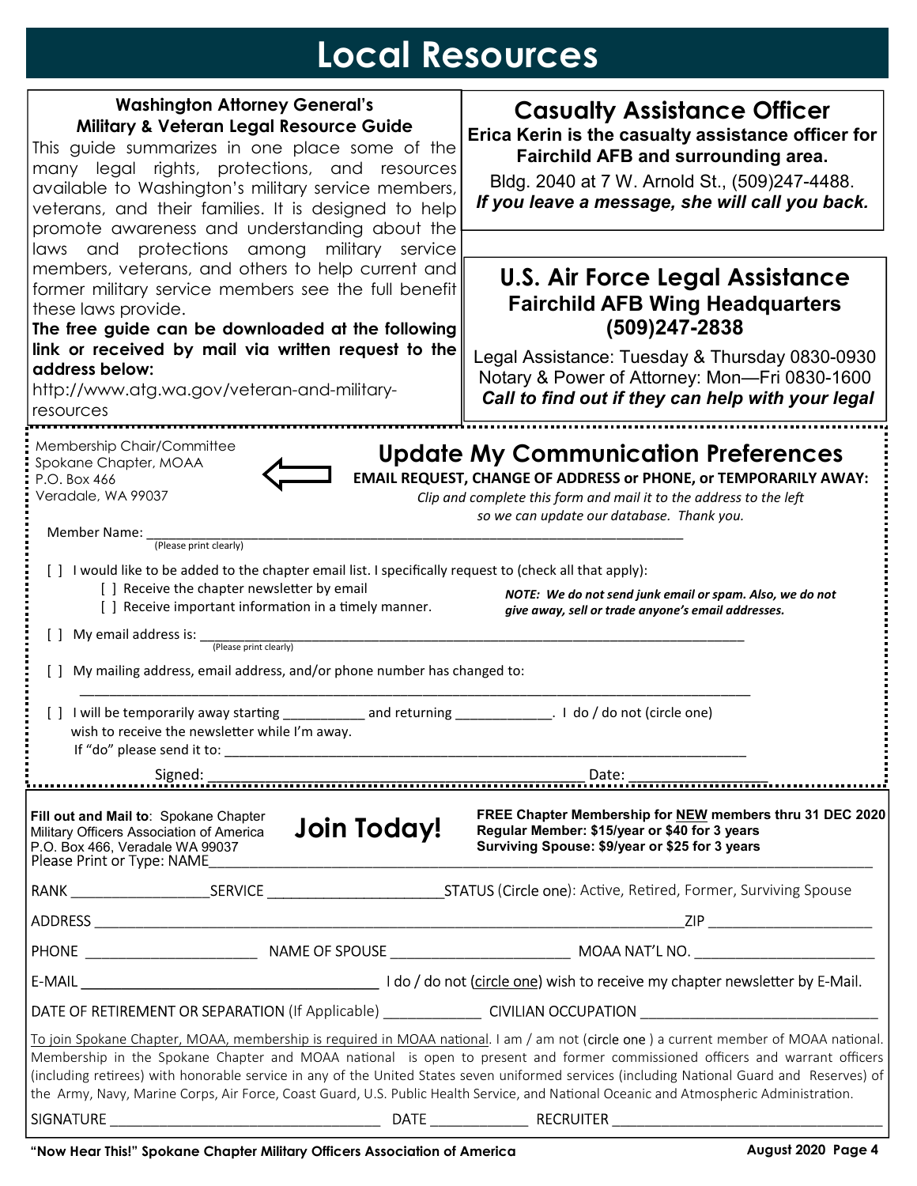# Local Resources

## Washington Attorney General's Military & Veteran Legal Resource Guide

This guide summarizes in one place some of the many legal rights, protections, and resources available to Washington's military service members, veterans, and their families. It is designed to help promote awareness and understanding about the laws and protections among military service members, veterans, and others to help current and former military service members see the full benefit these laws provide.

**The free guide can be downloaded at the following link or received by mail via written request to the address below:**

http://www.atg.wa.gov/veteran-and-military-resources

## Casualty Assistance Officer

**Erica Kerin is the casualty assistance officer for Fairchild AFB and surrounding area.**

Bldg. 2040 at 7 W. Arnold St., (509)247-4488.

***If you leave a message, she will call you back.***

## U.S. Air Force Legal Assistance

**Fairchild AFB Wing Headquarters**

**(509)247-2838**

Legal Assistance: Tuesday & Thursday 0830-0930

Notary & Power of Attorney: Mon—Fri 0830-1600

***Call to find out if they can help with your legal***

---

Membership Chair/Committee
Spokane Chapter, MOAA
P.O. Box 466
Veradale, WA 99037

## Update My Communication Preferences

**EMAIL REQUEST, CHANGE OF ADDRESS or PHONE, or TEMPORARILY AWAY:**

*Clip and complete this form and mail it to the address to the left so we can update our database. Thank you.*

Member Name: ____________________________________________
(Please print clearly)

[ ] I would like to be added to the chapter email list. I specifically request to (check all that apply):

- [ ] Receive the chapter newsletter by email
- [ ] Receive important information in a timely manner.

***NOTE: We do not send junk email or spam. Also, we do not give away, sell or trade anyone's email addresses.***

[ ] My email address is: ____________________________________________
(Please print clearly)

[ ] My mailing address, email address, and/or phone number has changed to:

____________________________________________

[ ] I will be temporarily away starting __________ and returning ____________. I do / do not (circle one) wish to receive the newsletter while I'm away.
If "do" please send it to: ____________________________________________

Signed: ______________________________ Date: ______________

---

**Fill out and Mail to**: Spokane Chapter
Military Officers Association of America
P.O. Box 466, Veradale WA 99037

## Join Today!

**FREE Chapter Membership for NEW members thru 31 DEC 2020**
**Regular Member: $15/year or $40 for 3 years**
**Surviving Spouse: $9/year or $25 for 3 years**

Please Print or Type: NAME____________________________________________

RANK ______________ SERVICE __________________ STATUS (Circle one): Active, Retired, Former, Surviving Spouse

ADDRESS ____________________________________________ ZIP ______________

PHONE ______________ NAME OF SPOUSE ______________ MOAA NAT'L NO. ______________

E-MAIL ______________________________ I do / do not (circle one) wish to receive my chapter newsletter by E-Mail.

DATE OF RETIREMENT OR SEPARATION (If Applicable) __________ CIVILIAN OCCUPATION ______________________

To join Spokane Chapter, MOAA, membership is required in MOAA national. I am / am not (circle one ) a current member of MOAA national. Membership in the Spokane Chapter and MOAA national is open to present and former commissioned officers and warrant officers (including retirees) with honorable service in any of the United States seven uniformed services (including National Guard and Reserves) of the Army, Navy, Marine Corps, Air Force, Coast Guard, U.S. Public Health Service, and National Oceanic and Atmospheric Administration.

SIGNATURE ______________________________ DATE __________ RECRUITER ______________________________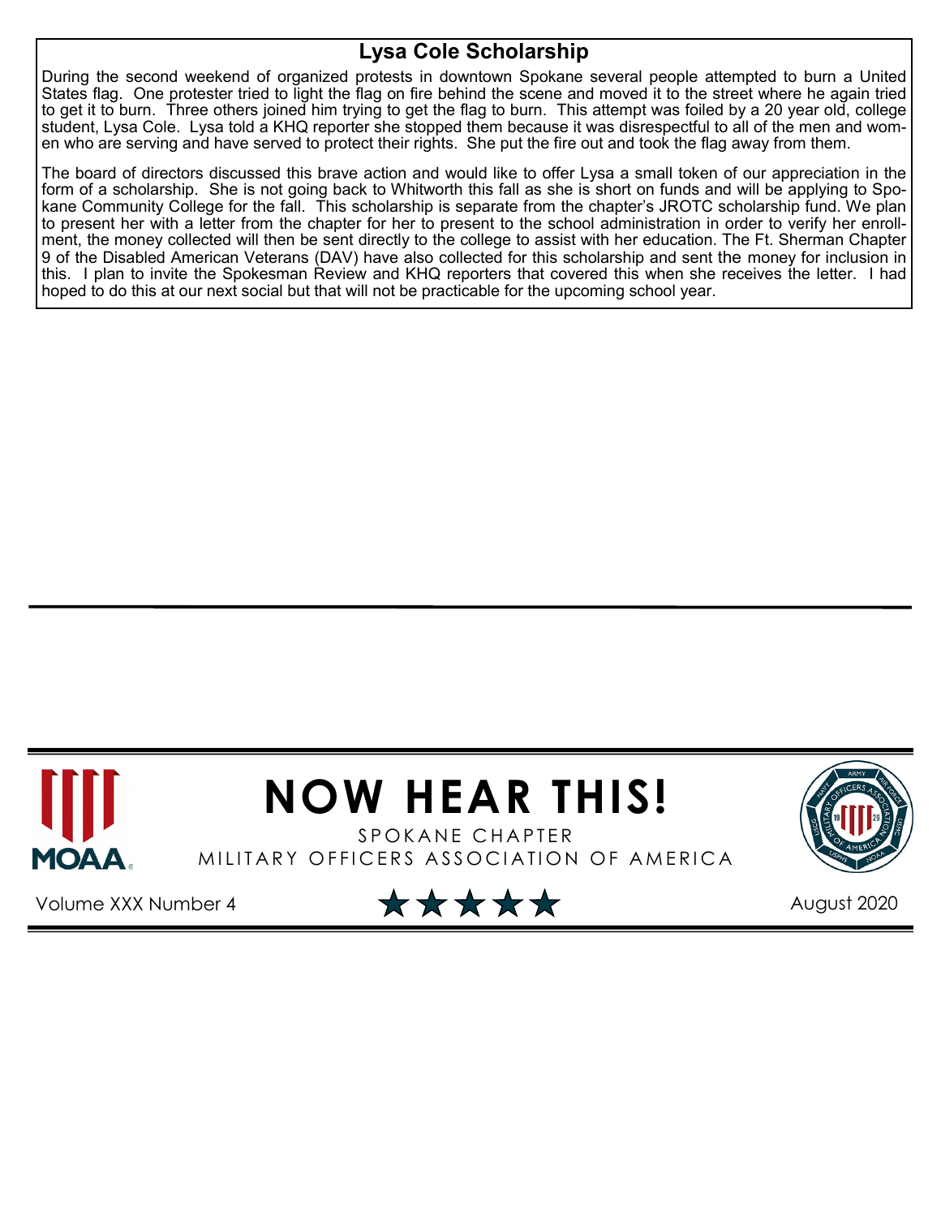## Lysa Cole Scholarship

During the second weekend of organized protests in downtown Spokane several people attempted to burn a United States flag. One protester tried to light the flag on fire behind the scene and moved it to the street where he again tried to get it to burn. Three others joined him trying to get the flag to burn. This attempt was foiled by a 20 year old, college student, Lysa Cole. Lysa told a KHQ reporter she stopped them because it was disrespectful to all of the men and women who are serving and have served to protect their rights. She put the fire out and took the flag away from them.

The board of directors discussed this brave action and would like to offer Lysa a small token of our appreciation in the form of a scholarship. She is not going back to Whitworth this fall as she is short on funds and will be applying to Spokane Community College for the fall. This scholarship is separate from the chapter's JROTC scholarship fund. We plan to present her with a letter from the chapter for her to present to the school administration in order to verify her enrollment, the money collected will then be sent directly to the college to assist with her education. The Ft. Sherman Chapter 9 of the Disabled American Veterans (DAV) have also collected for this scholarship and sent the money for inclusion in this. I plan to invite the Spokesman Review and KHQ reporters that covered this when she receives the letter. I had hoped to do this at our next social but that will not be practicable for the upcoming school year.

---

# NOW HEAR THIS!

SPOKANE CHAPTER

MILITARY OFFICERS ASSOCIATION OF AMERICA

Volume XXX Number 4 ★★★★★ August 2020